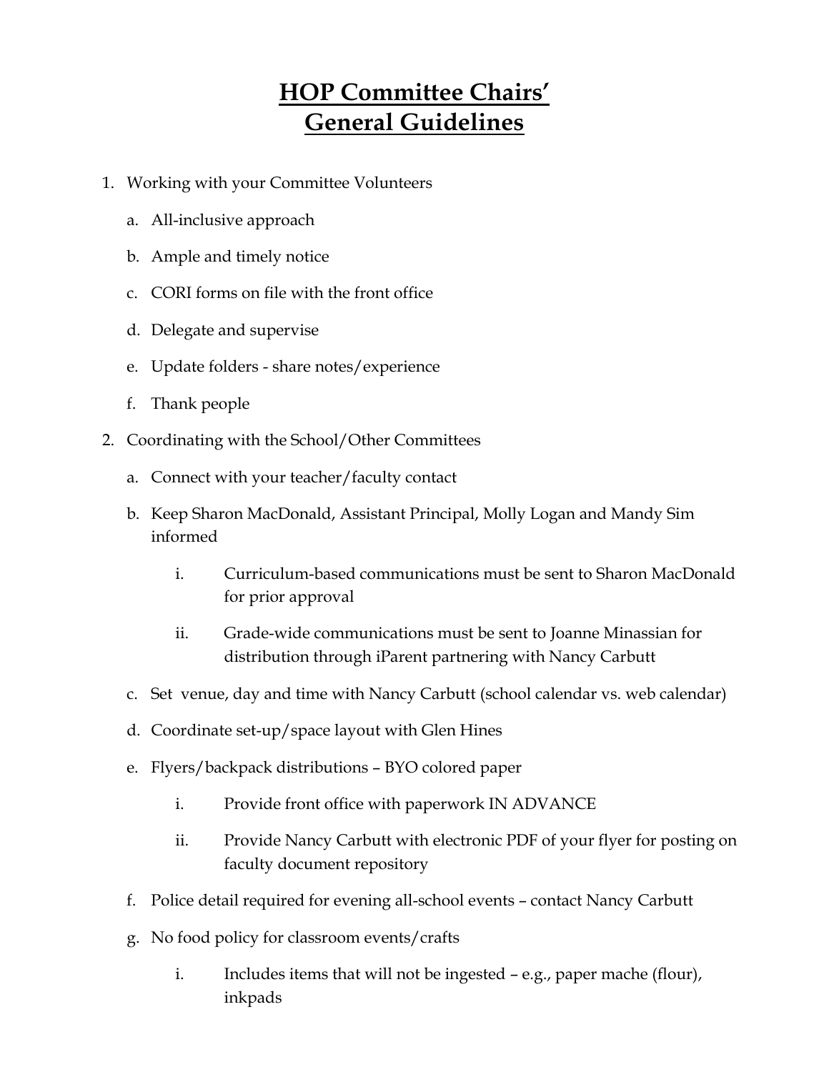# HOP Committee Chairs' General Guidelines

1. Working with your Committee Volunteers
   a. All-inclusive approach
   b. Ample and timely notice
   c. CORI forms on file with the front office
   d. Delegate and supervise
   e. Update folders - share notes/experience
   f. Thank people
2. Coordinating with the School/Other Committees
   a. Connect with your teacher/faculty contact
   b. Keep Sharon MacDonald, Assistant Principal, Molly Logan and Mandy Sim informed
      i. Curriculum-based communications must be sent to Sharon MacDonald for prior approval
      ii. Grade-wide communications must be sent to Joanne Minassian for distribution through iParent partnering with Nancy Carbutt
   c. Set venue, day and time with Nancy Carbutt (school calendar vs. web calendar)
   d. Coordinate set-up/space layout with Glen Hines
   e. Flyers/backpack distributions – BYO colored paper
      i. Provide front office with paperwork IN ADVANCE
      ii. Provide Nancy Carbutt with electronic PDF of your flyer for posting on faculty document repository
   f. Police detail required for evening all-school events – contact Nancy Carbutt
   g. No food policy for classroom events/crafts
      i. Includes items that will not be ingested – e.g., paper mache (flour), inkpads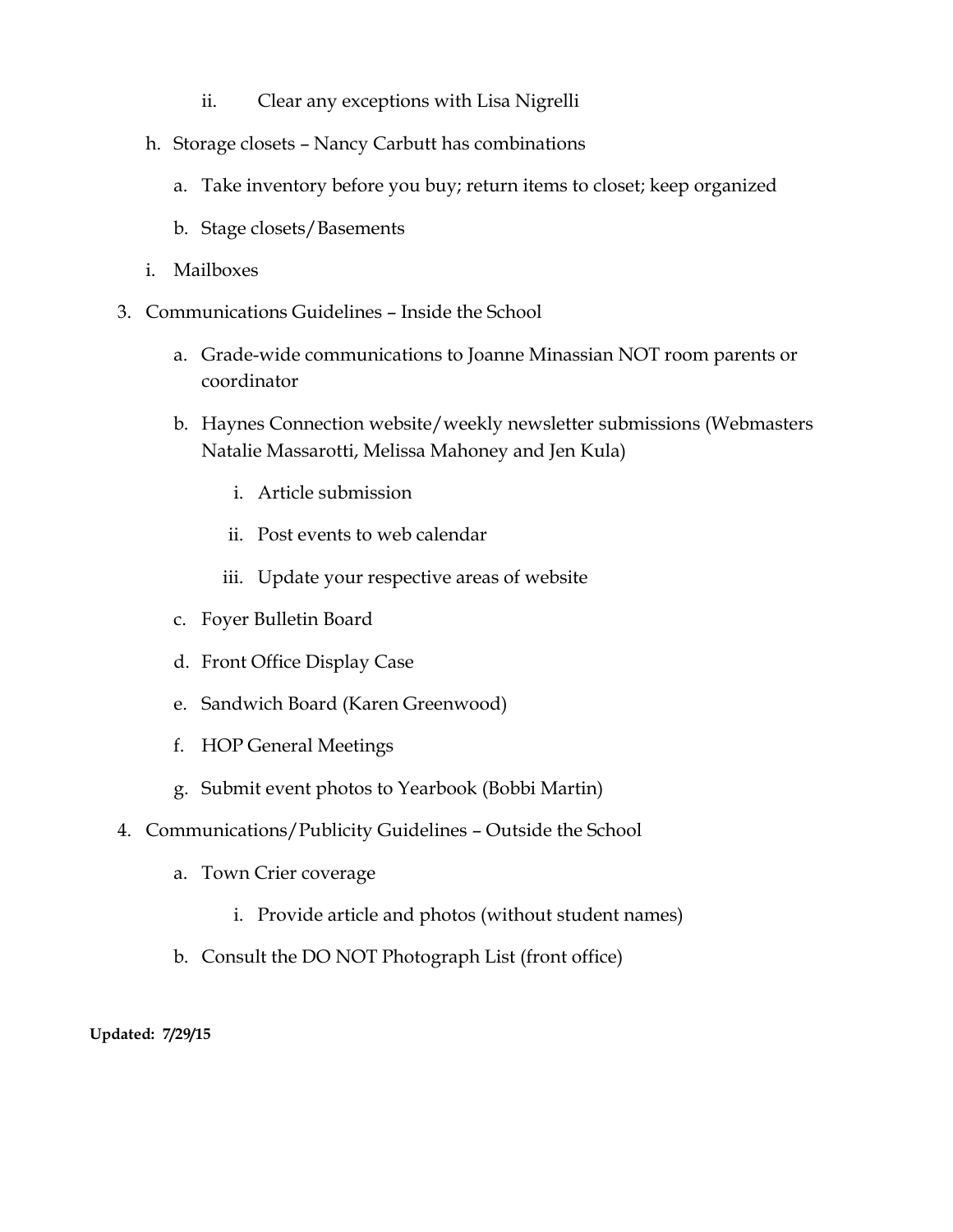ii. Clear any exceptions with Lisa Nigrelli

   h. Storage closets – Nancy Carbutt has combinations

      a. Take inventory before you buy; return items to closet; keep organized

      b. Stage closets/Basements

   i. Mailboxes

3. Communications Guidelines – Inside the School

   a. Grade-wide communications to Joanne Minassian NOT room parents or coordinator

   b. Haynes Connection website/weekly newsletter submissions (Webmasters Natalie Massarotti, Melissa Mahoney and Jen Kula)

      i. Article submission

      ii. Post events to web calendar

      iii. Update your respective areas of website

   c. Foyer Bulletin Board

   d. Front Office Display Case

   e. Sandwich Board (Karen Greenwood)

   f. HOP General Meetings

   g. Submit event photos to Yearbook (Bobbi Martin)

4. Communications/Publicity Guidelines – Outside the School

   a. Town Crier coverage

      i. Provide article and photos (without student names)

   b. Consult the DO NOT Photograph List (front office)

**Updated: 7/29/15**